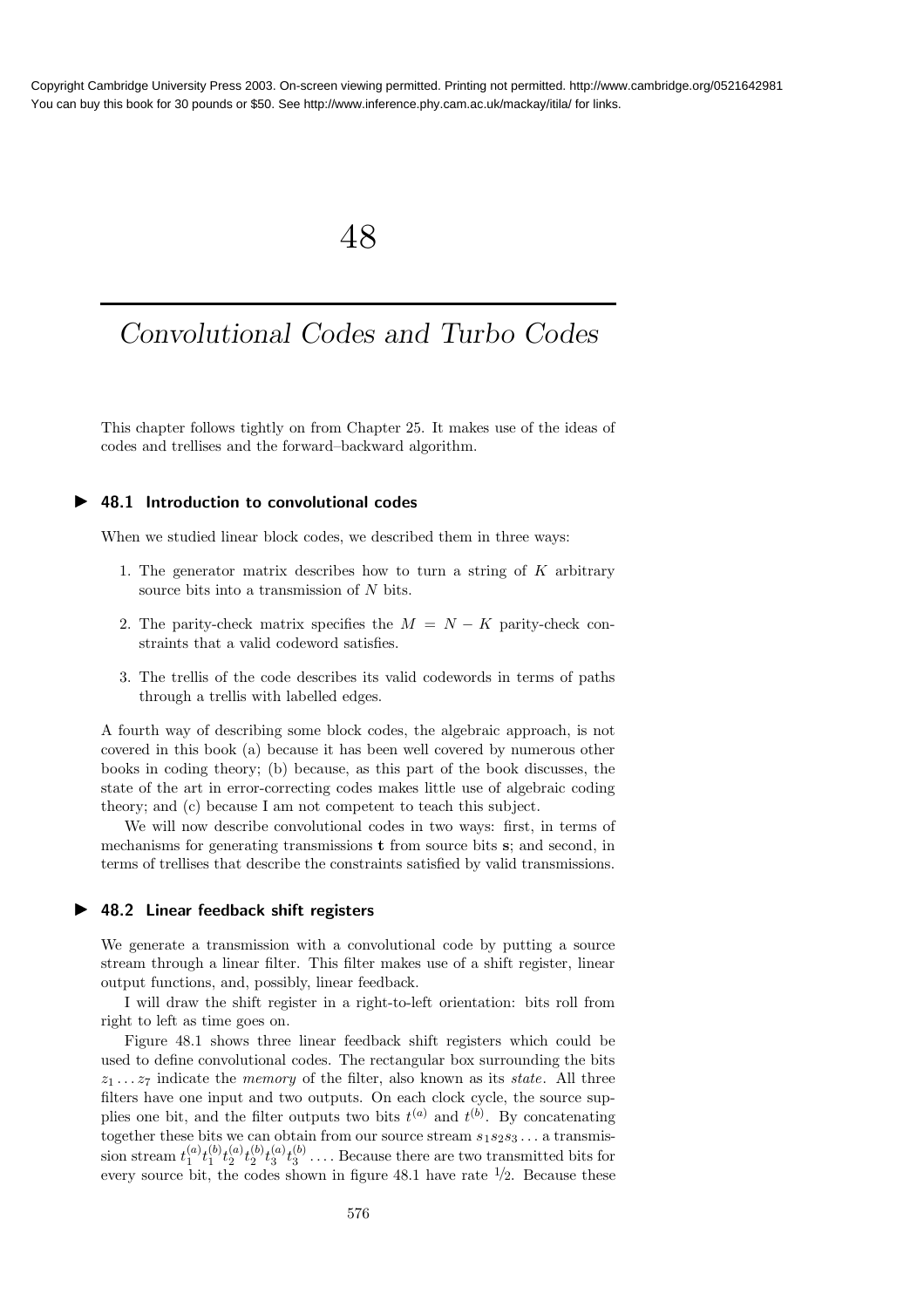# 48

## Convolutional Codes and Turbo Codes

This chapter follows tightly on from Chapter 25. It makes use of the ideas of codes and trellises and the forward–backward algorithm.

### 48.1 Introduction to convolutional codes

When we studied linear block codes, we described them in three ways:

1. The generator matrix describes how to turn a string of $K$ arbitrary source bits into a transmission of $N$ bits.
2. The parity-check matrix specifies the $M = N - K$ parity-check constraints that a valid codeword satisfies.
3. The trellis of the code describes its valid codewords in terms of paths through a trellis with labelled edges.

A fourth way of describing some block codes, the algebraic approach, is not covered in this book (a) because it has been well covered by numerous other books in coding theory; (b) because, as this part of the book discusses, the state of the art in error-correcting codes makes little use of algebraic coding theory; and (c) because I am not competent to teach this subject.

We will now describe convolutional codes in two ways: first, in terms of mechanisms for generating transmissions $\mathbf{t}$ from source bits $\mathbf{s}$; and second, in terms of trellises that describe the constraints satisfied by valid transmissions.

### 48.2 Linear feedback shift registers

We generate a transmission with a convolutional code by putting a source stream through a linear filter. This filter makes use of a shift register, linear output functions, and, possibly, linear feedback.

I will draw the shift register in a right-to-left orientation: bits roll from right to left as time goes on.

Figure 48.1 shows three linear feedback shift registers which could be used to define convolutional codes. The rectangular box surrounding the bits $z_1 \ldots z_7$ indicate the *memory* of the filter, also known as its *state*. All three filters have one input and two outputs. On each clock cycle, the source supplies one bit, and the filter outputs two bits $t^{(a)}$ and $t^{(b)}$. By concatenating together these bits we can obtain from our source stream $s_1 s_2 s_3 \ldots$ a transmission stream $t_1^{(a)} t_1^{(b)} t_2^{(a)} t_2^{(b)} t_3^{(a)} t_3^{(b)} \ldots$. Because there are two transmitted bits for every source bit, the codes shown in figure 48.1 have rate $1/2$. Because these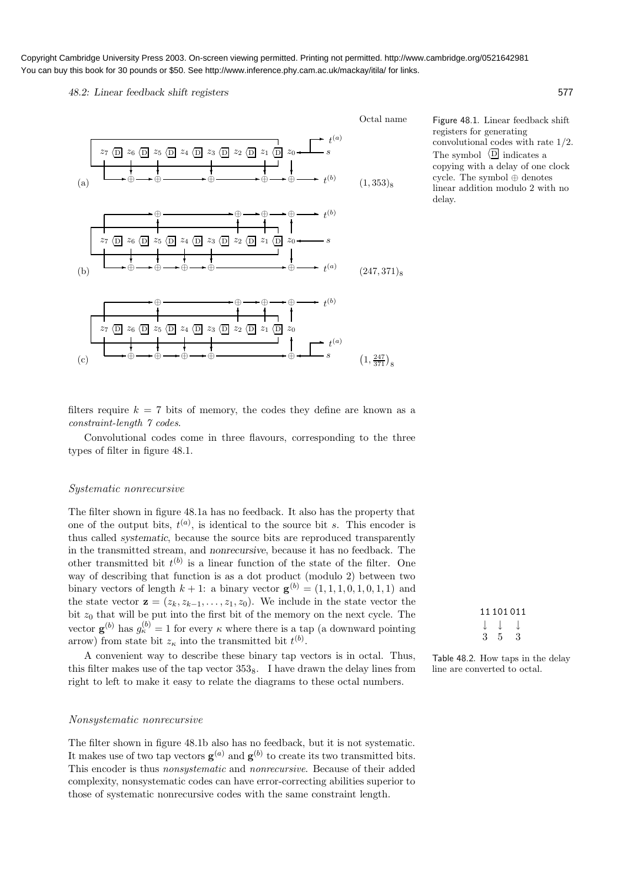Octal name

(a) $(1, 353)_8$

(b) $(247, 371)_8$

(c) $\left(1, \frac{247}{371}\right)_8$

Figure 48.1. Linear feedback shift registers for generating convolutional codes with rate 1/2. The symbol ⟨D⟩ indicates a copying with a delay of one clock cycle. The symbol $\oplus$ denotes linear addition modulo 2 with no delay.

filters require $k = 7$ bits of memory, the codes they define are known as a *constraint-length 7 codes*.

Convolutional codes come in three flavours, corresponding to the three types of filter in figure 48.1.

### *Systematic nonrecursive*

The filter shown in figure 48.1a has no feedback. It also has the property that one of the output bits, $t^{(a)}$, is identical to the source bit $s$. This encoder is thus called *systematic*, because the source bits are reproduced transparently in the transmitted stream, and *nonrecursive*, because it has no feedback. The other transmitted bit $t^{(b)}$ is a linear function of the state of the filter. One way of describing that function is as a dot product (modulo 2) between two binary vectors of length $k+1$: a binary vector $\mathbf{g}^{(b)} = (1, 1, 1, 0, 1, 0, 1, 1)$ and the state vector $\mathbf{z} = (z_k, z_{k-1}, \ldots, z_1, z_0)$. We include in the state vector the bit $z_0$ that will be put into the first bit of the memory on the next cycle. The vector $\mathbf{g}^{(b)}$ has $g_\kappa^{(b)} = 1$ for every $\kappa$ where there is a tap (a downward pointing arrow) from state bit $z_\kappa$ into the transmitted bit $t^{(b)}$.

A convenient way to describe these binary tap vectors is in octal. Thus, this filter makes use of the tap vector $353_8$. I have drawn the delay lines from right to left to make it easy to relate the diagrams to these octal numbers.

| 11 | 101 | 011 |
|---|---|---|
| ↓ | ↓ | ↓ |
| 3 | 5 | 3 |

Table 48.2. How taps in the delay line are converted to octal.

### *Nonsystematic nonrecursive*

The filter shown in figure 48.1b also has no feedback, but it is not systematic. It makes use of two tap vectors $\mathbf{g}^{(a)}$ and $\mathbf{g}^{(b)}$ to create its two transmitted bits. This encoder is thus *nonsystematic* and *nonrecursive*. Because of their added complexity, nonsystematic codes can have error-correcting abilities superior to those of systematic nonrecursive codes with the same constraint length.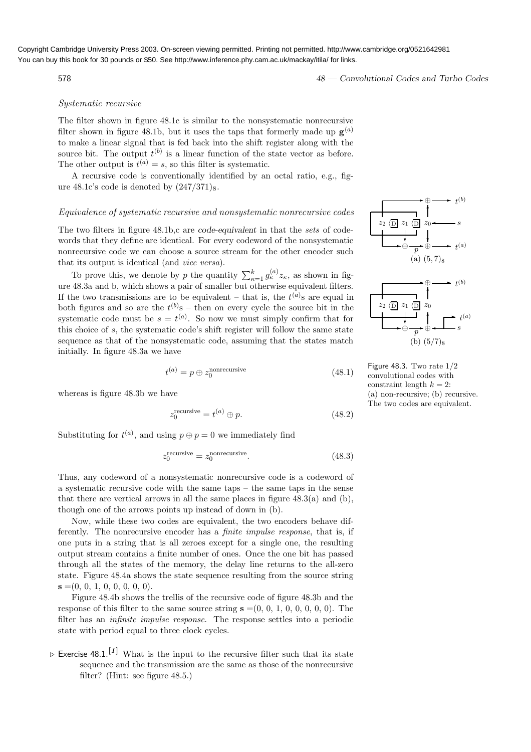*Systematic recursive*

The filter shown in figure 48.1c is similar to the nonsystematic nonrecursive filter shown in figure 48.1b, but it uses the taps that formerly made up $\mathbf{g}^{(a)}$ to make a linear signal that is fed back into the shift register along with the source bit. The output $t^{(b)}$ is a linear function of the state vector as before. The other output is $t^{(a)} = s$, so this filter is systematic.

A recursive code is conventionally identified by an octal ratio, e.g., figure 48.1c's code is denoted by $(247/371)_8$.

*Equivalence of systematic recursive and nonsystematic nonrecursive codes*

The two filters in figure 48.1b,c are *code-equivalent* in that the *sets* of codewords that they define are identical. For every codeword of the nonsystematic nonrecursive code we can choose a source stream for the other encoder such that its output is identical (and *vice versa*).

To prove this, we denote by $p$ the quantity $\sum_{\kappa=1}^{k} g_\kappa^{(a)} z_\kappa$, as shown in figure 48.3a and b, which shows a pair of smaller but otherwise equivalent filters. If the two transmissions are to be equivalent – that is, the $t^{(a)}$s are equal in both figures and so are the $t^{(b)}$s – then on every cycle the source bit in the systematic code must be $s = t^{(a)}$. So now we must simply confirm that for this choice of $s$, the systematic code's shift register will follow the same state sequence as that of the nonsystematic code, assuming that the states match initially. In figure 48.3a we have

$$t^{(a)} = p \oplus z_0^{\text{nonrecursive}} \tag{48.1}$$

whereas is figure 48.3b we have

$$z_0^{\text{recursive}} = t^{(a)} \oplus p. \tag{48.2}$$

Substituting for $t^{(a)}$, and using $p \oplus p = 0$ we immediately find

$$z_0^{\text{recursive}} = z_0^{\text{nonrecursive}}. \tag{48.3}$$

Thus, any codeword of a nonsystematic nonrecursive code is a codeword of a systematic recursive code with the same taps – the same taps in the sense that there are vertical arrows in all the same places in figure 48.3(a) and (b), though one of the arrows points up instead of down in (b).

Figure 48.3. Two rate 1/2 convolutional codes with constraint length $k = 2$: (a) non-recursive; (b) recursive. The two codes are equivalent. [(a) $(5,7)_8$; (b) $(5/7)_8$]

Now, while these two codes are equivalent, the two encoders behave differently. The nonrecursive encoder has a *finite impulse response*, that is, if one puts in a string that is all zeroes except for a single one, the resulting output stream contains a finite number of ones. Once the one bit has passed through all the states of the memory, the delay line returns to the all-zero state. Figure 48.4a shows the state sequence resulting from the source string $\mathbf{s} = (0, 0, 1, 0, 0, 0, 0, 0)$.

Figure 48.4b shows the trellis of the recursive code of figure 48.3b and the response of this filter to the same source string $\mathbf{s} = (0, 0, 1, 0, 0, 0, 0, 0)$. The filter has an *infinite impulse response*. The response settles into a periodic state with period equal to three clock cycles.

▷ Exercise 48.1.[1] What is the input to the recursive filter such that its state sequence and the transmission are the same as those of the nonrecursive filter? (Hint: see figure 48.5.)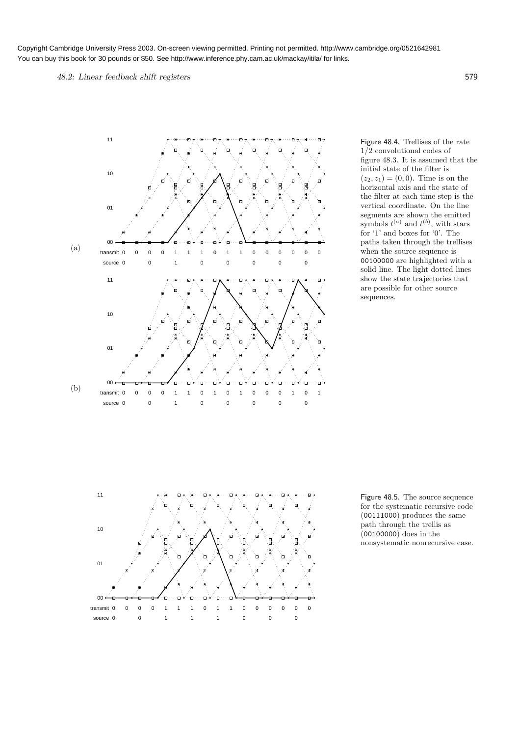(a)

| transmit | 0 | 0 | 0 | 0 | 1 | 1 | 1 | 0 | 1 | 1 | 0 | 0 | 0 | 0 | 0 | 0 |
|---|---|---|---|---|---|---|---|---|---|---|---|---|---|---|---|---|
| source | 0 | | 0 | | 1 | | 0 | | 0 | | 0 | | 0 | | 0 | |

(b)

| transmit | 0 | 0 | 0 | 0 | 1 | 1 | 0 | 1 | 0 | 1 | 0 | 0 | 0 | 1 | 0 | 1 |
|---|---|---|---|---|---|---|---|---|---|---|---|---|---|---|---|---|
| source | 0 | | 0 | | 1 | | 0 | | 0 | | 0 | | 0 | | 0 | |

Figure 48.4. Trellises of the rate 1/2 convolutional codes of figure 48.3. It is assumed that the initial state of the filter is $(z_2, z_1) = (0, 0)$. Time is on the horizontal axis and the state of the filter at each time step is the vertical coordinate. On the line segments are shown the emitted symbols $t^{(a)}$ and $t^{(b)}$, with stars for '1' and boxes for '0'. The paths taken through the trellises when the source sequence is 00100000 are highlighted with a solid line. The light dotted lines show the state trajectories that are possible for other source sequences.

| transmit | 0 | 0 | 0 | 0 | 1 | 1 | 1 | 0 | 1 | 1 | 0 | 0 | 0 | 0 | 0 | 0 |
|---|---|---|---|---|---|---|---|---|---|---|---|---|---|---|---|---|
| source | 0 | | 0 | | 1 | | 1 | | 1 | | 0 | | 0 | | 0 | |

Figure 48.5. The source sequence for the systematic recursive code (00111000) produces the same path through the trellis as (00100000) does in the nonsystematic nonrecursive case.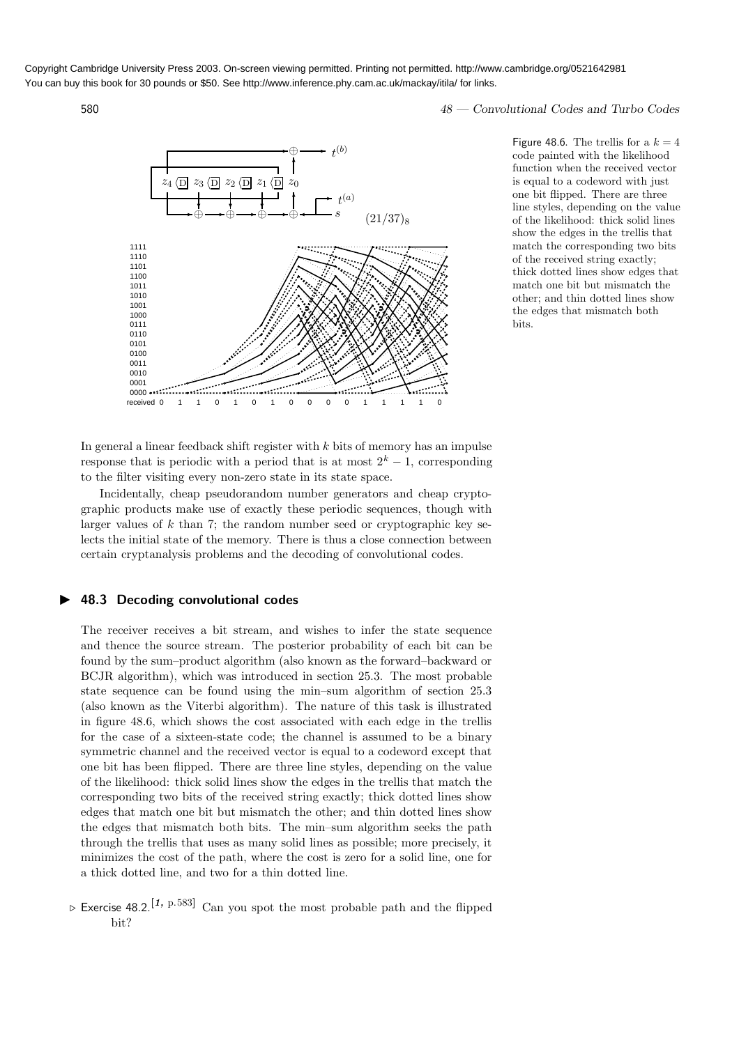Copyright Cambridge University Press 2003. On-screen viewing permitted. Printing not permitted. http://www.cambridge.org/0521642981
You can buy this book for 30 pounds or $50. See http://www.inference.phy.cam.ac.uk/mackay/itila/ for links.

$t^{(b)}$

$z_4$ D $z_3$ D $z_2$ D $z_1$ D $z_0$

$t^{(a)}$

$s$

$(21/37)_8$

1111
1110
1101
1100
1011
1010
1001
1000
0111
0110
0101
0100
0011
0010
0001
0000

received 0 1 1 0 1 0 1 0 0 0 0 1 1 1 1 0

Figure 48.6. The trellis for a $k = 4$ code painted with the likelihood function when the received vector is equal to a codeword with just one bit flipped. There are three line styles, depending on the value of the likelihood: thick solid lines show the edges in the trellis that match the corresponding two bits of the received string exactly; thick dotted lines show edges that match one bit but mismatch the other; and thin dotted lines show the edges that mismatch both bits.

In general a linear feedback shift register with $k$ bits of memory has an impulse response that is periodic with a period that is at most $2^k - 1$, corresponding to the filter visiting every non-zero state in its state space.

Incidentally, cheap pseudorandom number generators and cheap cryptographic products make use of exactly these periodic sequences, though with larger values of $k$ than 7; the random number seed or cryptographic key selects the initial state of the memory. There is thus a close connection between certain cryptanalysis problems and the decoding of convolutional codes.

## ▶ 48.3 Decoding convolutional codes

The receiver receives a bit stream, and wishes to infer the state sequence and thence the source stream. The posterior probability of each bit can be found by the sum–product algorithm (also known as the forward–backward or BCJR algorithm), which was introduced in section 25.3. The most probable state sequence can be found using the min–sum algorithm of section 25.3 (also known as the Viterbi algorithm). The nature of this task is illustrated in figure 48.6, which shows the cost associated with each edge in the trellis for the case of a sixteen-state code; the channel is assumed to be a binary symmetric channel and the received vector is equal to a codeword except that one bit has been flipped. There are three line styles, depending on the value of the likelihood: thick solid lines show the edges in the trellis that match the corresponding two bits of the received string exactly; thick dotted lines show edges that match one bit but mismatch the other; and thin dotted lines show the edges that mismatch both bits. The min–sum algorithm seeks the path through the trellis that uses as many solid lines as possible; more precisely, it minimizes the cost of the path, where the cost is zero for a solid line, one for a thick dotted line, and two for a thin dotted line.

▷ Exercise 48.2.[1, p.583] Can you spot the most probable path and the flipped bit?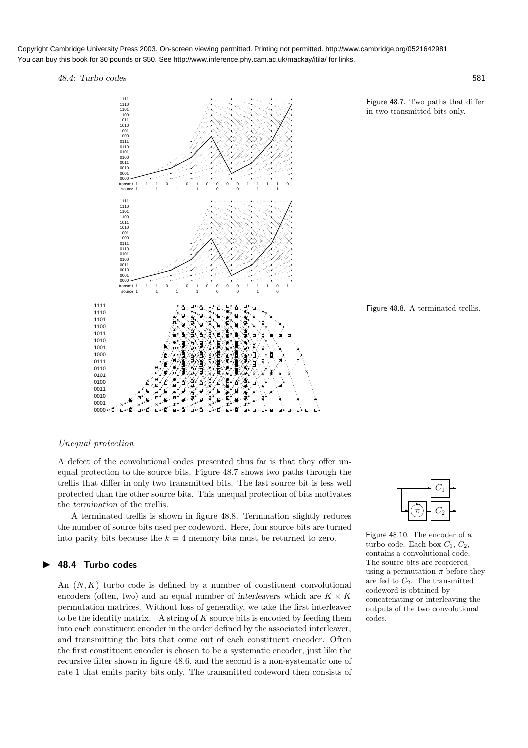Copyright Cambridge University Press 2003. On-screen viewing permitted. Printing not permitted. http://www.cambridge.org/0521642981
You can buy this book for 30 pounds or $50. See http://www.inference.phy.cam.ac.uk/mackay/itila/ for links.

Figure 48.7. Two paths that differ in two transmitted bits only.

Figure 48.8. A terminated trellis.

*Unequal protection*

A defect of the convolutional codes presented thus far is that they offer unequal protection to the source bits. Figure 48.7 shows two paths through the trellis that differ in only two transmitted bits. The last source bit is less well protected than the other source bits. This unequal protection of bits motivates the *termination* of the trellis.

A terminated trellis is shown in figure 48.8. Termination slightly reduces the number of source bits used per codeword. Here, four source bits are turned into parity bits because the $k = 4$ memory bits must be returned to zero.

## 48.4 Turbo codes

An $(N, K)$ turbo code is defined by a number of constituent convolutional encoders (often, two) and an equal number of *interleavers* which are $K \times K$ permutation matrices. Without loss of generality, we take the first interleaver to be the identity matrix. A string of $K$ source bits is encoded by feeding them into each constituent encoder in the order defined by the associated interleaver, and transmitting the bits that come out of each constituent encoder. Often the first constituent encoder is chosen to be a systematic encoder, just like the recursive filter shown in figure 48.6, and the second is a non-systematic one of rate 1 that emits parity bits only. The transmitted codeword then consists of

Figure 48.10. The encoder of a turbo code. Each box $C_1$, $C_2$, contains a convolutional code. The source bits are reordered using a permutation $\pi$ before they are fed to $C_2$. The transmitted codeword is obtained by concatenating or interleaving the outputs of the two convolutional codes.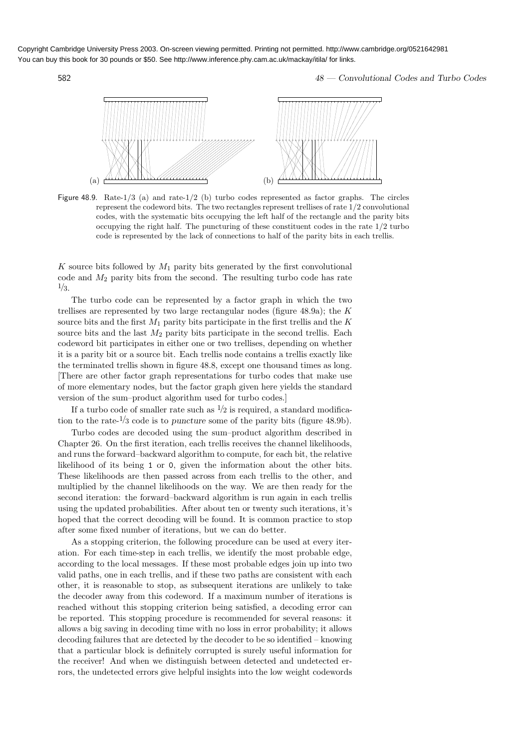(a) (b)

Figure 48.9. Rate-1/3 (a) and rate-1/2 (b) turbo codes represented as factor graphs. The circles represent the codeword bits. The two rectangles represent trellises of rate 1/2 convolutional codes, with the systematic bits occupying the left half of the rectangle and the parity bits occupying the right half. The puncturing of these constituent codes in the rate 1/2 turbo code is represented by the lack of connections to half of the parity bits in each trellis.

$K$ source bits followed by $M_1$ parity bits generated by the first convolutional code and $M_2$ parity bits from the second. The resulting turbo code has rate $1/3$.

The turbo code can be represented by a factor graph in which the two trellises are represented by two large rectangular nodes (figure 48.9a); the $K$ source bits and the first $M_1$ parity bits participate in the first trellis and the $K$ source bits and the last $M_2$ parity bits participate in the second trellis. Each codeword bit participates in either one or two trellises, depending on whether it is a parity bit or a source bit. Each trellis node contains a trellis exactly like the terminated trellis shown in figure 48.8, except one thousand times as long. [There are other factor graph representations for turbo codes that make use of more elementary nodes, but the factor graph given here yields the standard version of the sum–product algorithm used for turbo codes.]

If a turbo code of smaller rate such as $1/2$ is required, a standard modification to the rate-$1/3$ code is to *puncture* some of the parity bits (figure 48.9b).

Turbo codes are decoded using the sum–product algorithm described in Chapter 26. On the first iteration, each trellis receives the channel likelihoods, and runs the forward–backward algorithm to compute, for each bit, the relative likelihood of its being 1 or 0, given the information about the other bits. These likelihoods are then passed across from each trellis to the other, and multiplied by the channel likelihoods on the way. We are then ready for the second iteration: the forward–backward algorithm is run again in each trellis using the updated probabilities. After about ten or twenty such iterations, it's hoped that the correct decoding will be found. It is common practice to stop after some fixed number of iterations, but we can do better.

As a stopping criterion, the following procedure can be used at every iteration. For each time-step in each trellis, we identify the most probable edge, according to the local messages. If these most probable edges join up into two valid paths, one in each trellis, and if these two paths are consistent with each other, it is reasonable to stop, as subsequent iterations are unlikely to take the decoder away from this codeword. If a maximum number of iterations is reached without this stopping criterion being satisfied, a decoding error can be reported. This stopping procedure is recommended for several reasons: it allows a big saving in decoding time with no loss in error probability; it allows decoding failures that are detected by the decoder to be so identified – knowing that a particular block is definitely corrupted is surely useful information for the receiver! And when we distinguish between detected and undetected errors, the undetected errors give helpful insights into the low weight codewords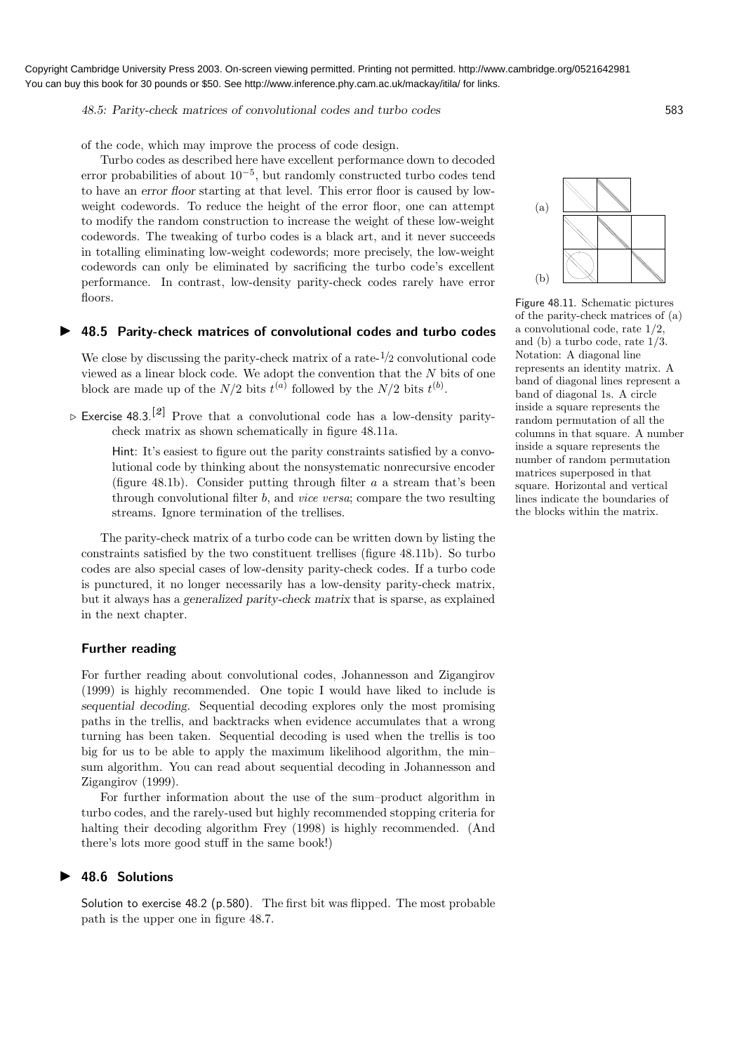of the code, which may improve the process of code design.

Turbo codes as described here have excellent performance down to decoded error probabilities of about $10^{-5}$, but randomly constructed turbo codes tend to have an *error floor* starting at that level. This error floor is caused by low-weight codewords. To reduce the height of the error floor, one can attempt to modify the random construction to increase the weight of these low-weight codewords. The tweaking of turbo codes is a black art, and it never succeeds in totalling eliminating low-weight codewords; more precisely, the low-weight codewords can only be eliminated by sacrificing the turbo code's excellent performance. In contrast, low-density parity-check codes rarely have error floors.

## ▶ 48.5 Parity-check matrices of convolutional codes and turbo codes

We close by discussing the parity-check matrix of a rate-$1/2$ convolutional code viewed as a linear block code. We adopt the convention that the $N$ bits of one block are made up of the $N/2$ bits $t^{(a)}$ followed by the $N/2$ bits $t^{(b)}$.

▷ Exercise 48.3.[2] Prove that a convolutional code has a low-density parity-check matrix as shown schematically in figure 48.11a.

> Hint: It's easiest to figure out the parity constraints satisfied by a convolutional code by thinking about the nonsystematic nonrecursive encoder (figure 48.1b). Consider putting through filter $a$ a stream that's been through convolutional filter $b$, and *vice versa*; compare the two resulting streams. Ignore termination of the trellises.

(a)

(b)

Figure 48.11. Schematic pictures of the parity-check matrices of (a) a convolutional code, rate 1/2, and (b) a turbo code, rate 1/3. Notation: A diagonal line represents an identity matrix. A band of diagonal lines represent a band of diagonal 1s. A circle inside a square represents the random permutation of all the columns in that square. A number inside a square represents the number of random permutation matrices superposed in that square. Horizontal and vertical lines indicate the boundaries of the blocks within the matrix.

The parity-check matrix of a turbo code can be written down by listing the constraints satisfied by the two constituent trellises (figure 48.11b). So turbo codes are also special cases of low-density parity-check codes. If a turbo code is punctured, it no longer necessarily has a low-density parity-check matrix, but it always has a *generalized parity-check matrix* that is sparse, as explained in the next chapter.

### Further reading

For further reading about convolutional codes, Johannesson and Zigangirov (1999) is highly recommended. One topic I would have liked to include is *sequential decoding*. Sequential decoding explores only the most promising paths in the trellis, and backtracks when evidence accumulates that a wrong turning has been taken. Sequential decoding is used when the trellis is too big for us to be able to apply the maximum likelihood algorithm, the min–sum algorithm. You can read about sequential decoding in Johannesson and Zigangirov (1999).

For further information about the use of the sum–product algorithm in turbo codes, and the rarely-used but highly recommended stopping criteria for halting their decoding algorithm Frey (1998) is highly recommended. (And there's lots more good stuff in the same book!)

## ▶ 48.6 Solutions

Solution to exercise 48.2 (p.580). The first bit was flipped. The most probable path is the upper one in figure 48.7.